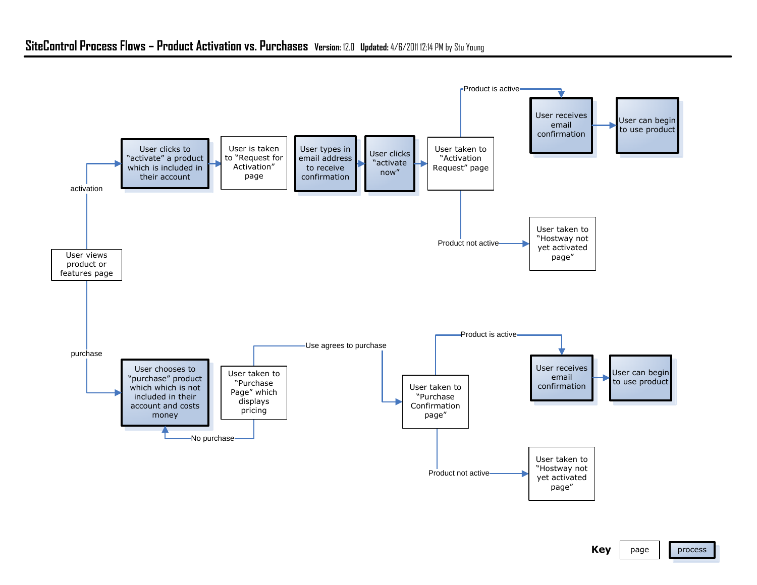# SiteControl Process Flows – Product Activation vs. Purchases

**Version:** 12.0 **Updated:** 4/6/2011 12:14 PM by Stu Young

User views product or features page

activation

User clicks to "activate" a product which is included in their account

User is taken to "Request for Activation" page

User types in email address to receive confirmation

User clicks "activate now"

User taken to "Activation Request" page

Product is active

User receives email confirmation

User can begin to use product

Product not active

User taken to "Hostway not yet activated page"

purchase

User chooses to "purchase" product which which is not included in their account and costs money

User taken to "Purchase Page" which displays pricing

No purchase

Use agrees to purchase

User taken to "Purchase Confirmation page"

Product is active

User receives email confirmation

User can begin to use product

Product not active

User taken to "Hostway not yet activated page"

**Key**

| page | process |
|---|---|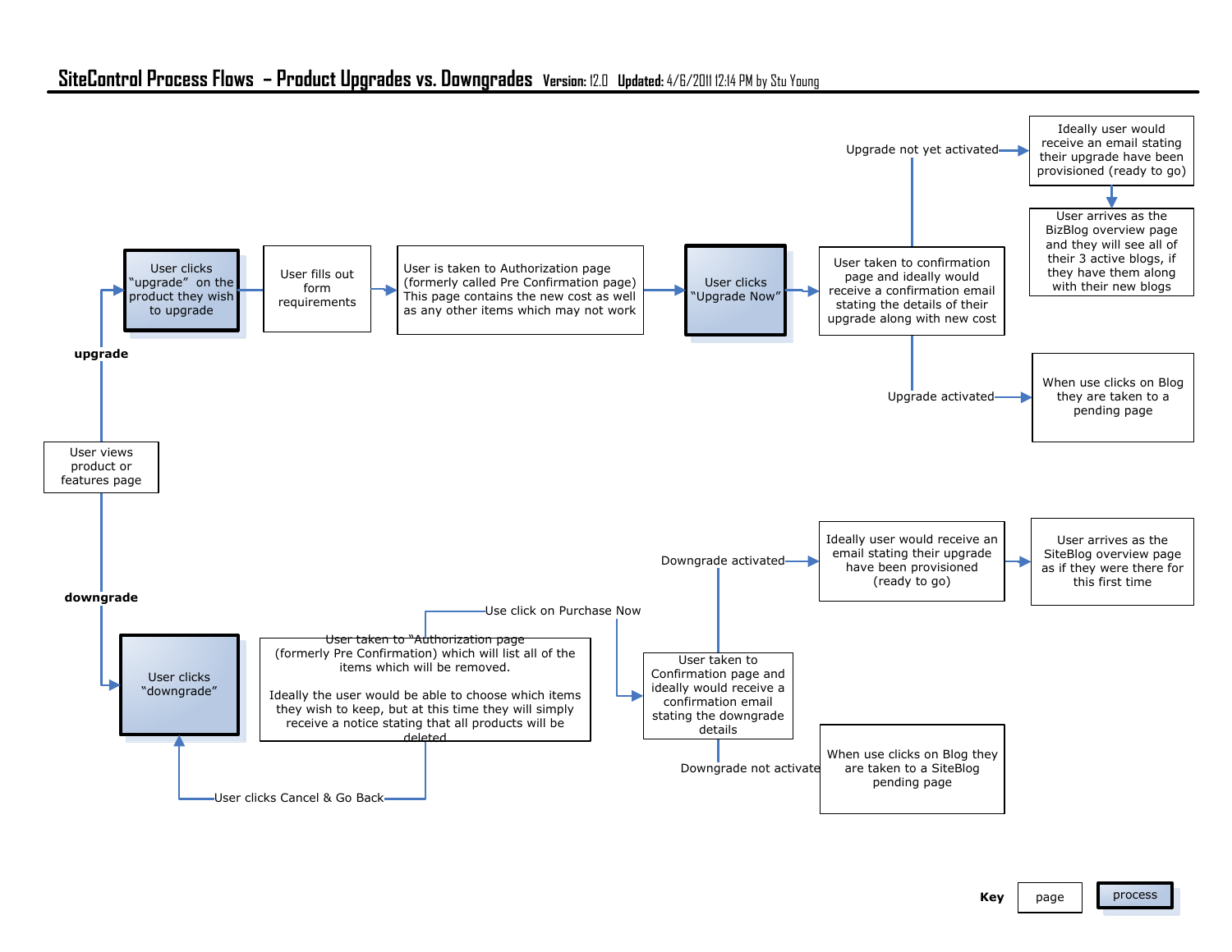# SiteControl Process Flows – Product Upgrades vs. Downgrades

**Version:** 12.0 **Updated:** 4/6/2011 12:14 PM by Stu Young

User views product or features page

**upgrade**

User clicks "upgrade" on the product they wish to upgrade

User fills out form requirements

User is taken to Authorization page (formerly called Pre Confirmation page) This page contains the new cost as well as any other items which may not work

User clicks "Upgrade Now"

User taken to confirmation page and ideally would receive a confirmation email stating the details of their upgrade along with new cost

Upgrade not yet activated

Ideally user would receive an email stating their upgrade have been provisioned (ready to go)

User arrives as the BizBlog overview page and they will see all of their 3 active blogs, if they have them along with their new blogs

Upgrade activated

When use clicks on Blog they are taken to a pending page

**downgrade**

User clicks "downgrade"

User taken to "Authorization page (formerly Pre Confirmation) which will list all of the items which will be removed.

Ideally the user would be able to choose which items they wish to keep, but at this time they will simply receive a notice stating that all products will be deleted

User clicks Cancel & Go Back

Use click on Purchase Now

User taken to Confirmation page and ideally would receive a confirmation email stating the downgrade details

Downgrade activated

Ideally user would receive an email stating their upgrade have been provisioned (ready to go)

User arrives as the SiteBlog overview page as if they were there for this first time

Downgrade not activate

When use clicks on Blog they are taken to a SiteBlog pending page

**Key**

page

process